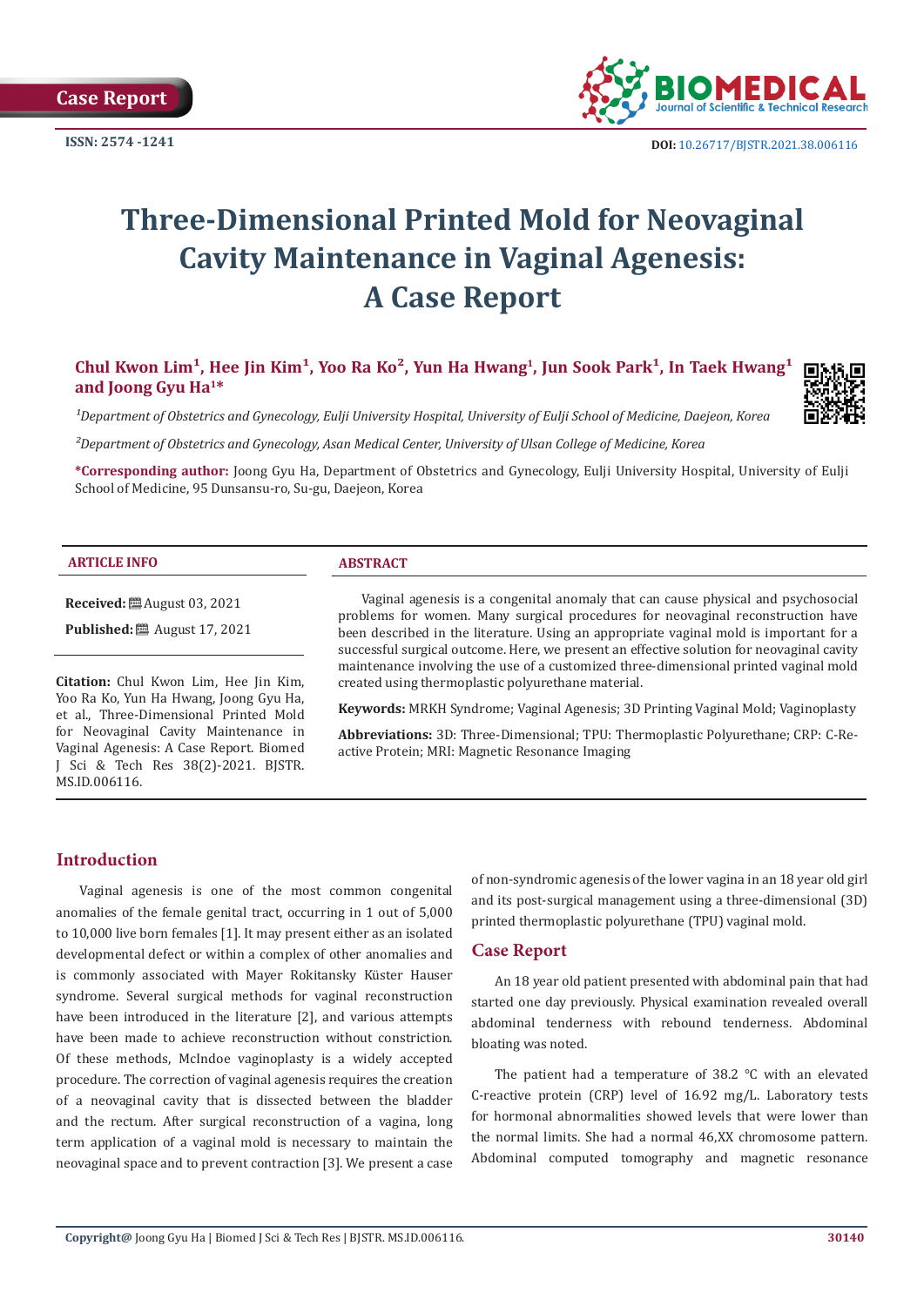Case Report

ISSN: 2574 -1241

DOI: 10.26717/BJSTR.2021.38.006116

# Three-Dimensional Printed Mold for Neovaginal Cavity Maintenance in Vaginal Agenesis: A Case Report

**Chul Kwon Lim[1], Hee Jin Kim[1], Yoo Ra Ko[2], Yun Ha Hwang[1], Jun Sook Park[1], In Taek Hwang[1] and Joong Gyu Ha[1]*\***

*[1]Department of Obstetrics and Gynecology, Eulji University Hospital, University of Eulji School of Medicine, Daejeon, Korea*

*[2]Department of Obstetrics and Gynecology, Asan Medical Center, University of Ulsan College of Medicine, Korea*

**\*Corresponding author:** Joong Gyu Ha, Department of Obstetrics and Gynecology, Eulji University Hospital, University of Eulji School of Medicine, 95 Dunsansu-ro, Su-gu, Daejeon, Korea

## ARTICLE INFO

**Received:** August 03, 2021

**Published:** August 17, 2021

**Citation:** Chul Kwon Lim, Hee Jin Kim, Yoo Ra Ko, Yun Ha Hwang, Joong Gyu Ha, et al., Three-Dimensional Printed Mold for Neovaginal Cavity Maintenance in Vaginal Agenesis: A Case Report. Biomed J Sci & Tech Res 38(2)-2021. BJSTR. MS.ID.006116.

## ABSTRACT

Vaginal agenesis is a congenital anomaly that can cause physical and psychosocial problems for women. Many surgical procedures for neovaginal reconstruction have been described in the literature. Using an appropriate vaginal mold is important for a successful surgical outcome. Here, we present an effective solution for neovaginal cavity maintenance involving the use of a customized three-dimensional printed vaginal mold created using thermoplastic polyurethane material.

**Keywords:** MRKH Syndrome; Vaginal Agenesis; 3D Printing Vaginal Mold; Vaginoplasty

**Abbreviations:** 3D: Three-Dimensional; TPU: Thermoplastic Polyurethane; CRP: C-Reactive Protein; MRI: Magnetic Resonance Imaging

## Introduction

Vaginal agenesis is one of the most common congenital anomalies of the female genital tract, occurring in 1 out of 5,000 to 10,000 live born females [1]. It may present either as an isolated developmental defect or within a complex of other anomalies and is commonly associated with Mayer Rokitansky Küster Hauser syndrome. Several surgical methods for vaginal reconstruction have been introduced in the literature [2], and various attempts have been made to achieve reconstruction without constriction. Of these methods, McIndoe vaginoplasty is a widely accepted procedure. The correction of vaginal agenesis requires the creation of a neovaginal cavity that is dissected between the bladder and the rectum. After surgical reconstruction of a vagina, long term application of a vaginal mold is necessary to maintain the neovaginal space and to prevent contraction [3]. We present a case of non-syndromic agenesis of the lower vagina in an 18 year old girl and its post-surgical management using a three-dimensional (3D) printed thermoplastic polyurethane (TPU) vaginal mold.

## Case Report

An 18 year old patient presented with abdominal pain that had started one day previously. Physical examination revealed overall abdominal tenderness with rebound tenderness. Abdominal bloating was noted.

The patient had a temperature of 38.2 °C with an elevated C-reactive protein (CRP) level of 16.92 mg/L. Laboratory tests for hormonal abnormalities showed levels that were lower than the normal limits. She had a normal 46,XX chromosome pattern. Abdominal computed tomography and magnetic resonance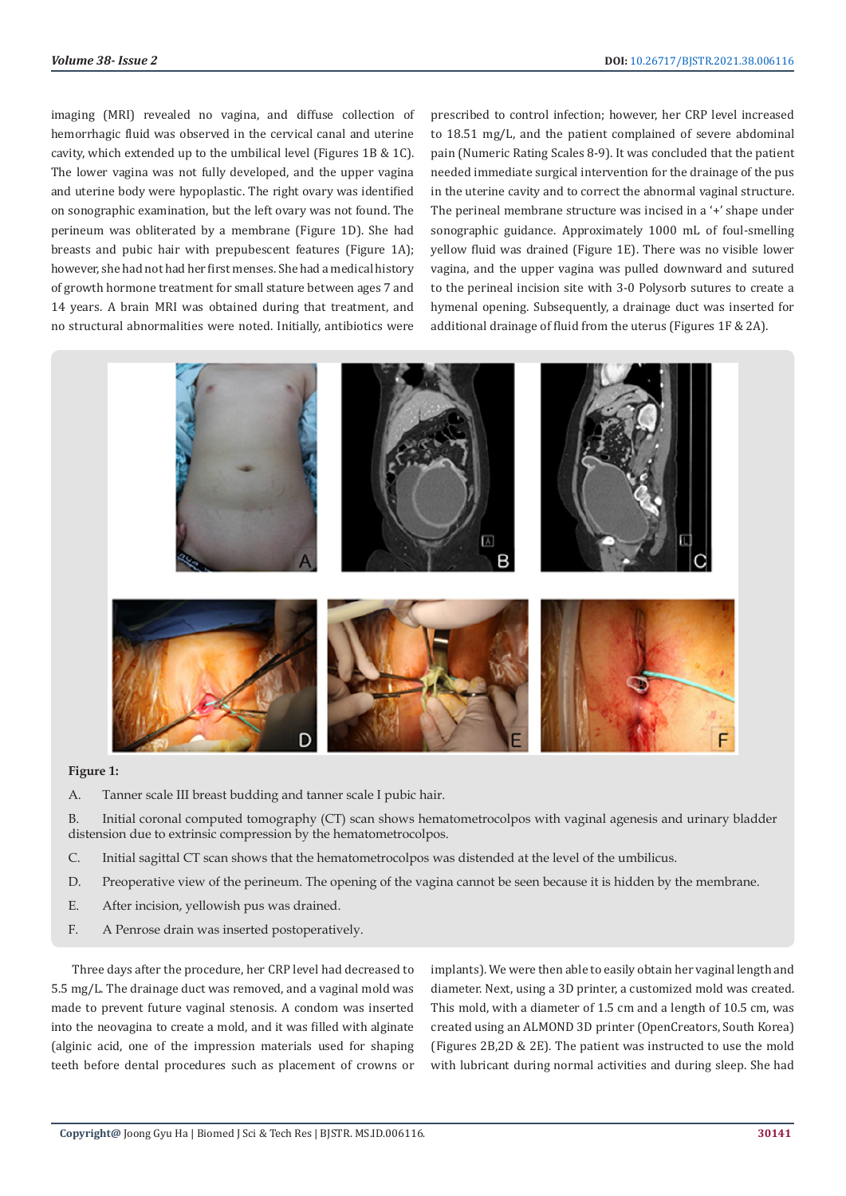imaging (MRI) revealed no vagina, and diffuse collection of hemorrhagic fluid was observed in the cervical canal and uterine cavity, which extended up to the umbilical level (Figures 1B & 1C). The lower vagina was not fully developed, and the upper vagina and uterine body were hypoplastic. The right ovary was identified on sonographic examination, but the left ovary was not found. The perineum was obliterated by a membrane (Figure 1D). She had breasts and pubic hair with prepubescent features (Figure 1A); however, she had not had her first menses. She had a medical history of growth hormone treatment for small stature between ages 7 and 14 years. A brain MRI was obtained during that treatment, and no structural abnormalities were noted. Initially, antibiotics were prescribed to control infection; however, her CRP level increased to 18.51 mg/L, and the patient complained of severe abdominal pain (Numeric Rating Scales 8-9). It was concluded that the patient needed immediate surgical intervention for the drainage of the pus in the uterine cavity and to correct the abnormal vaginal structure. The perineal membrane structure was incised in a '+' shape under sonographic guidance. Approximately 1000 mL of foul-smelling yellow fluid was drained (Figure 1E). There was no visible lower vagina, and the upper vagina was pulled downward and sutured to the perineal incision site with 3-0 Polysorb sutures to create a hymenal opening. Subsequently, a drainage duct was inserted for additional drainage of fluid from the uterus (Figures 1F & 2A).

**Figure 1:**

A. Tanner scale III breast budding and tanner scale I pubic hair.

B. Initial coronal computed tomography (CT) scan shows hematometrocolpos with vaginal agenesis and urinary bladder distension due to extrinsic compression by the hematometrocolpos.

C. Initial sagittal CT scan shows that the hematometrocolpos was distended at the level of the umbilicus.

D. Preoperative view of the perineum. The opening of the vagina cannot be seen because it is hidden by the membrane.

E. After incision, yellowish pus was drained.

F. A Penrose drain was inserted postoperatively.

Three days after the procedure, her CRP level had decreased to 5.5 mg/L. The drainage duct was removed, and a vaginal mold was made to prevent future vaginal stenosis. A condom was inserted into the neovagina to create a mold, and it was filled with alginate (alginic acid, one of the impression materials used for shaping teeth before dental procedures such as placement of crowns or implants). We were then able to easily obtain her vaginal length and diameter. Next, using a 3D printer, a customized mold was created. This mold, with a diameter of 1.5 cm and a length of 10.5 cm, was created using an ALMOND 3D printer (OpenCreators, South Korea) (Figures 2B,2D & 2E). The patient was instructed to use the mold with lubricant during normal activities and during sleep. She had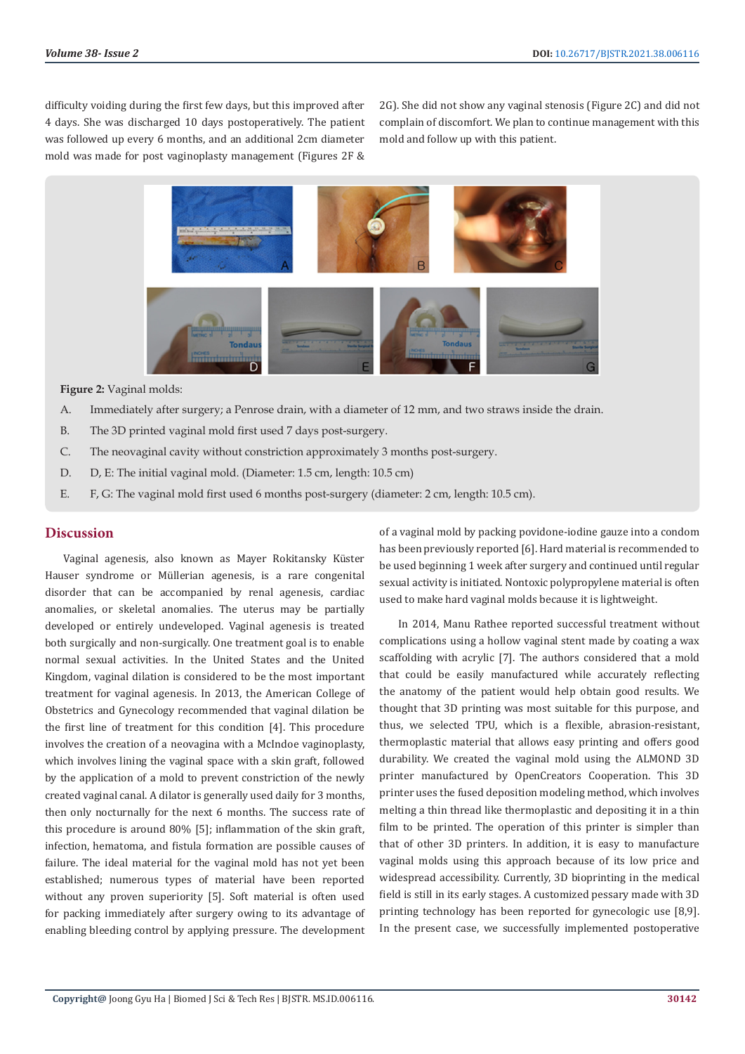difficulty voiding during the first few days, but this improved after 4 days. She was discharged 10 days postoperatively. The patient was followed up every 6 months, and an additional 2cm diameter mold was made for post vaginoplasty management (Figures 2F & 2G). She did not show any vaginal stenosis (Figure 2C) and did not complain of discomfort. We plan to continue management with this mold and follow up with this patient.

**Figure 2:** Vaginal molds:

A. Immediately after surgery; a Penrose drain, with a diameter of 12 mm, and two straws inside the drain.

B. The 3D printed vaginal mold first used 7 days post-surgery.

C. The neovaginal cavity without constriction approximately 3 months post-surgery.

D. D, E: The initial vaginal mold. (Diameter: 1.5 cm, length: 10.5 cm)

E. F, G: The vaginal mold first used 6 months post-surgery (diameter: 2 cm, length: 10.5 cm).

## Discussion

Vaginal agenesis, also known as Mayer Rokitansky Küster Hauser syndrome or Müllerian agenesis, is a rare congenital disorder that can be accompanied by renal agenesis, cardiac anomalies, or skeletal anomalies. The uterus may be partially developed or entirely undeveloped. Vaginal agenesis is treated both surgically and non-surgically. One treatment goal is to enable normal sexual activities. In the United States and the United Kingdom, vaginal dilation is considered to be the most important treatment for vaginal agenesis. In 2013, the American College of Obstetrics and Gynecology recommended that vaginal dilation be the first line of treatment for this condition [4]. This procedure involves the creation of a neovagina with a McIndoe vaginoplasty, which involves lining the vaginal space with a skin graft, followed by the application of a mold to prevent constriction of the newly created vaginal canal. A dilator is generally used daily for 3 months, then only nocturnally for the next 6 months. The success rate of this procedure is around 80% [5]; inflammation of the skin graft, infection, hematoma, and fistula formation are possible causes of failure. The ideal material for the vaginal mold has not yet been established; numerous types of material have been reported without any proven superiority [5]. Soft material is often used for packing immediately after surgery owing to its advantage of enabling bleeding control by applying pressure. The development of a vaginal mold by packing povidone-iodine gauze into a condom has been previously reported [6]. Hard material is recommended to be used beginning 1 week after surgery and continued until regular sexual activity is initiated. Nontoxic polypropylene material is often used to make hard vaginal molds because it is lightweight.

In 2014, Manu Rathee reported successful treatment without complications using a hollow vaginal stent made by coating a wax scaffolding with acrylic [7]. The authors considered that a mold that could be easily manufactured while accurately reflecting the anatomy of the patient would help obtain good results. We thought that 3D printing was most suitable for this purpose, and thus, we selected TPU, which is a flexible, abrasion-resistant, thermoplastic material that allows easy printing and offers good durability. We created the vaginal mold using the ALMOND 3D printer manufactured by OpenCreators Cooperation. This 3D printer uses the fused deposition modeling method, which involves melting a thin thread like thermoplastic and depositing it in a thin film to be printed. The operation of this printer is simpler than that of other 3D printers. In addition, it is easy to manufacture vaginal molds using this approach because of its low price and widespread accessibility. Currently, 3D bioprinting in the medical field is still in its early stages. A customized pessary made with 3D printing technology has been reported for gynecologic use [8,9]. In the present case, we successfully implemented postoperative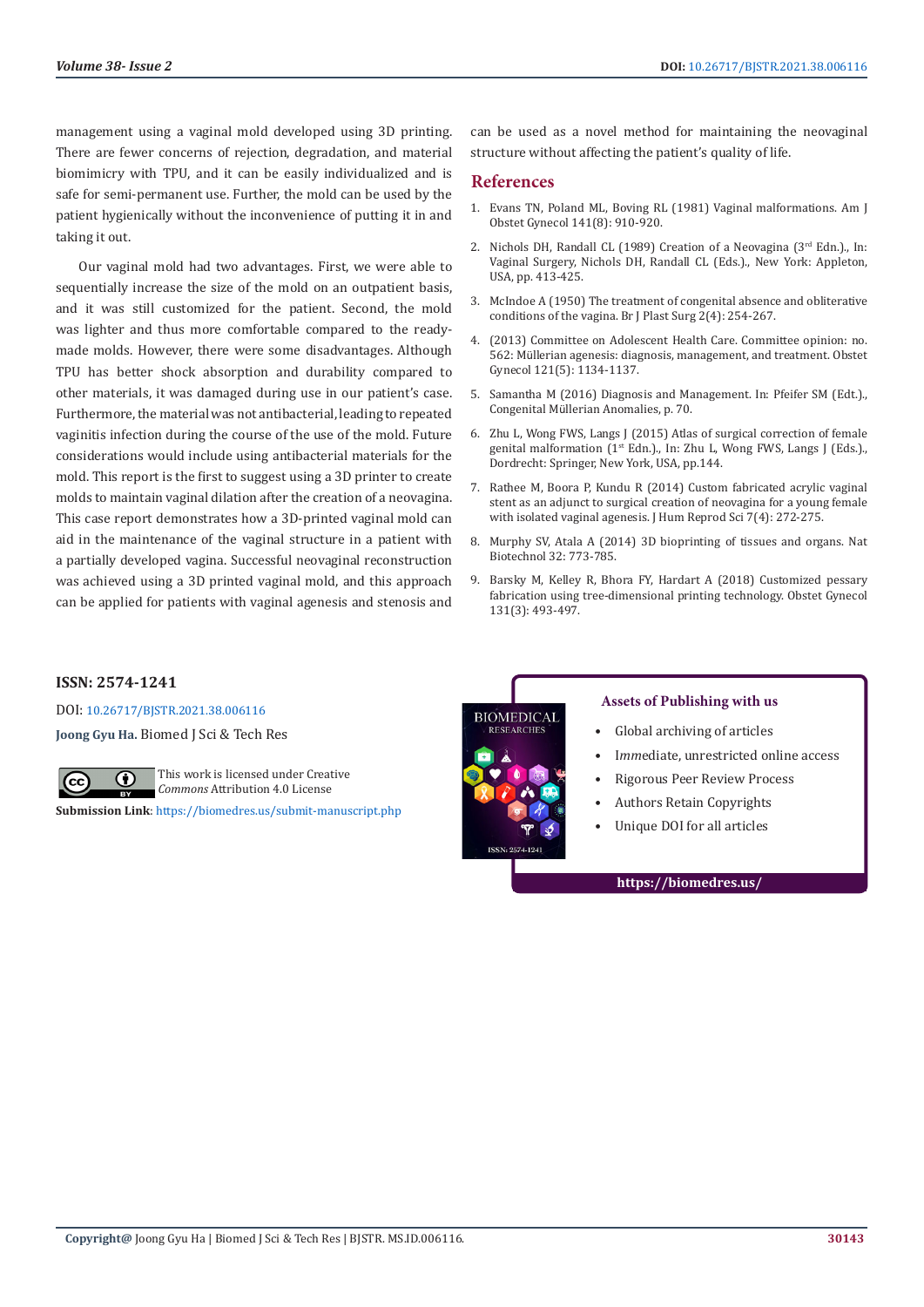management using a vaginal mold developed using 3D printing. There are fewer concerns of rejection, degradation, and material biomimicry with TPU, and it can be easily individualized and is safe for semi-permanent use. Further, the mold can be used by the patient hygienically without the inconvenience of putting it in and taking it out.

Our vaginal mold had two advantages. First, we were able to sequentially increase the size of the mold on an outpatient basis, and it was still customized for the patient. Second, the mold was lighter and thus more comfortable compared to the ready-made molds. However, there were some disadvantages. Although TPU has better shock absorption and durability compared to other materials, it was damaged during use in our patient's case. Furthermore, the material was not antibacterial, leading to repeated vaginitis infection during the course of the use of the mold. Future considerations would include using antibacterial materials for the mold. This report is the first to suggest using a 3D printer to create molds to maintain vaginal dilation after the creation of a neovagina. This case report demonstrates how a 3D-printed vaginal mold can aid in the maintenance of the vaginal structure in a patient with a partially developed vagina. Successful neovaginal reconstruction was achieved using a 3D printed vaginal mold, and this approach can be applied for patients with vaginal agenesis and stenosis and can be used as a novel method for maintaining the neovaginal structure without affecting the patient's quality of life.

## References

1. Evans TN, Poland ML, Boving RL (1981) Vaginal malformations. Am J Obstet Gynecol 141(8): 910-920.
2. Nichols DH, Randall CL (1989) Creation of a Neovagina (3rd Edn.)., In: Vaginal Surgery, Nichols DH, Randall CL (Eds.)., New York: Appleton, USA, pp. 413-425.
3. McIndoe A (1950) The treatment of congenital absence and obliterative conditions of the vagina. Br J Plast Surg 2(4): 254-267.
4. (2013) Committee on Adolescent Health Care. Committee opinion: no. 562: Müllerian agenesis: diagnosis, management, and treatment. Obstet Gynecol 121(5): 1134-1137.
5. Samantha M (2016) Diagnosis and Management. In: Pfeifer SM (Edt.)., Congenital Müllerian Anomalies, p. 70.
6. Zhu L, Wong FWS, Langs J (2015) Atlas of surgical correction of female genital malformation (1st Edn.)., In: Zhu L, Wong FWS, Langs J (Eds.)., Dordrecht: Springer, New York, USA, pp.144.
7. Rathee M, Boora P, Kundu R (2014) Custom fabricated acrylic vaginal stent as an adjunct to surgical creation of neovagina for a young female with isolated vaginal agenesis. J Hum Reprod Sci 7(4): 272-275.
8. Murphy SV, Atala A (2014) 3D bioprinting of tissues and organs. Nat Biotechnol 32: 773-785.
9. Barsky M, Kelley R, Bhora FY, Hardart A (2018) Customized pessary fabrication using tree-dimensional printing technology. Obstet Gynecol 131(3): 493-497.

**ISSN: 2574-1241**

DOI: 10.26717/BJSTR.2021.38.006116

**Joong Gyu Ha.** Biomed J Sci & Tech Res

This work is licensed under Creative *Commons* Attribution 4.0 License

**Submission Link**: https://biomedres.us/submit-manuscript.php

**Assets of Publishing with us**

- Global archiving of articles
- Immediate, unrestricted online access
- Rigorous Peer Review Process
- Authors Retain Copyrights
- Unique DOI for all articles

**https://biomedres.us/**